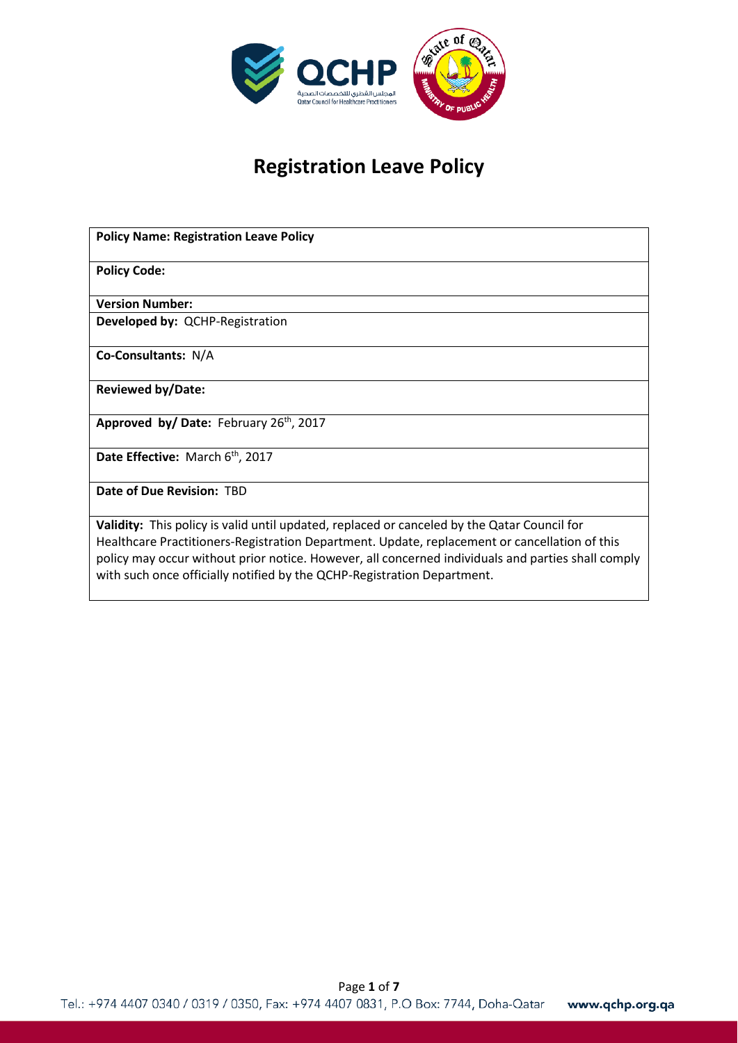# Registration Leave Policy

| **Policy Name: Registration Leave Policy** |
|---|
| **Policy Code:** |
| **Version Number:** |
| **Developed by:** QCHP-Registration |
| **Co-Consultants:** N/A |
| **Reviewed by/Date:** |
| **Approved by/ Date:** February 26th, 2017 |
| **Date Effective:** March 6th, 2017 |
| **Date of Due Revision:** TBD |
| **Validity:** This policy is valid until updated, replaced or canceled by the Qatar Council for Healthcare Practitioners-Registration Department. Update, replacement or cancellation of this policy may occur without prior notice. However, all concerned individuals and parties shall comply with such once officially notified by the QCHP-Registration Department. |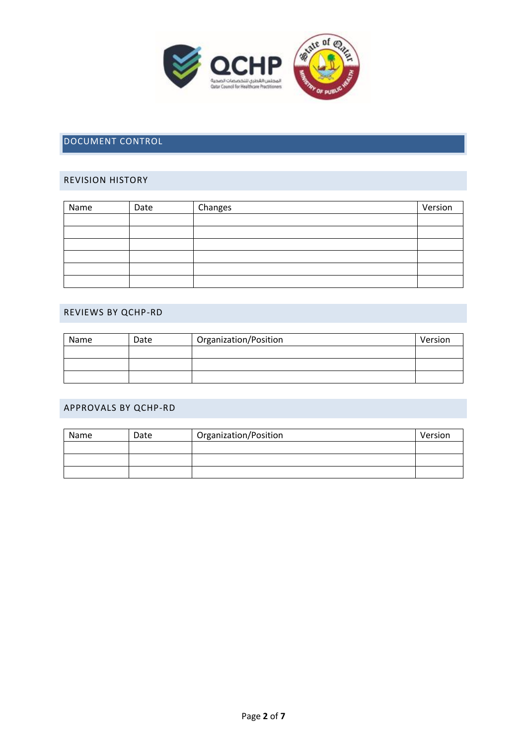# DOCUMENT CONTROL

## REVISION HISTORY

| Name | Date | Changes | Version |
|---|---|---|---|
| | | | |
| | | | |
| | | | |
| | | | |
| | | | |
| | | | |

## REVIEWS BY QCHP-RD

| Name | Date | Organization/Position | Version |
|---|---|---|---|
| | | | |
| | | | |
| | | | |

## APPROVALS BY QCHP-RD

| Name | Date | Organization/Position | Version |
|---|---|---|---|
| | | | |
| | | | |
| | | | |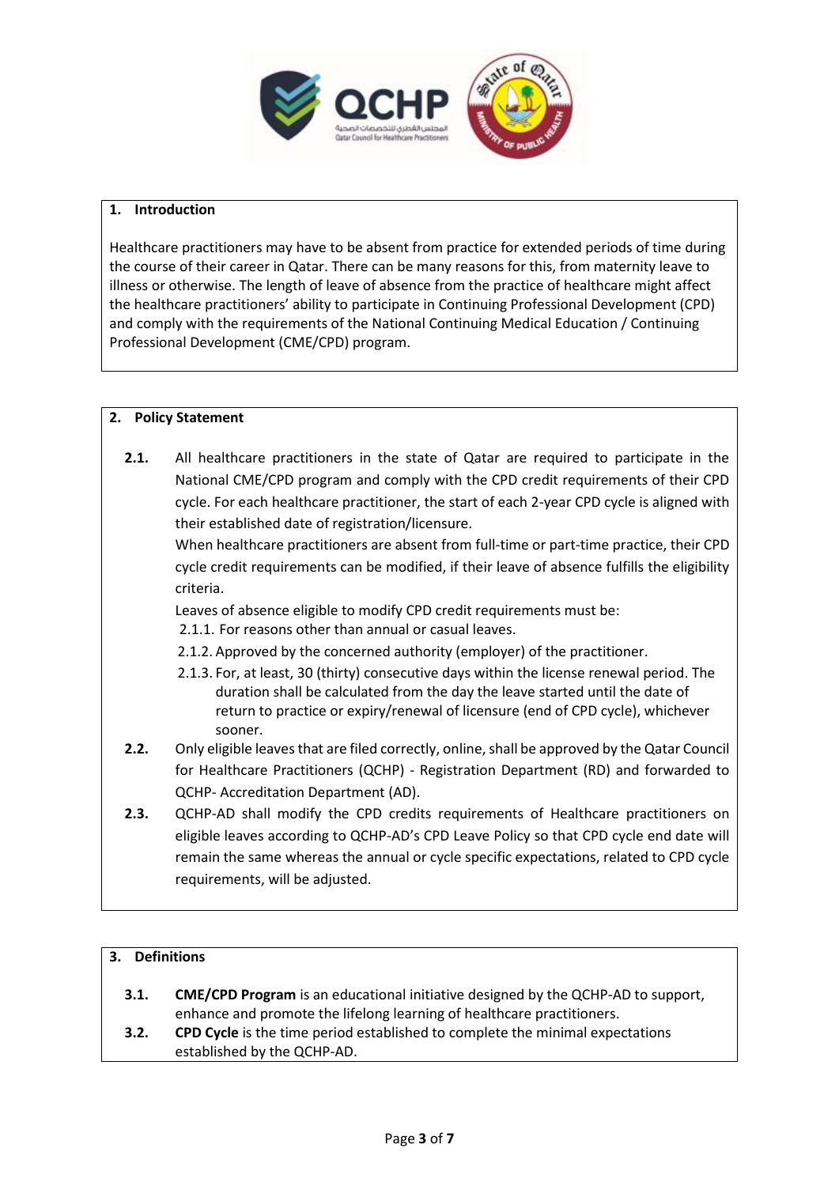## 1. Introduction

Healthcare practitioners may have to be absent from practice for extended periods of time during the course of their career in Qatar. There can be many reasons for this, from maternity leave to illness or otherwise. The length of leave of absence from the practice of healthcare might affect the healthcare practitioners' ability to participate in Continuing Professional Development (CPD) and comply with the requirements of the National Continuing Medical Education / Continuing Professional Development (CME/CPD) program.

## 2. Policy Statement

**2.1.** All healthcare practitioners in the state of Qatar are required to participate in the National CME/CPD program and comply with the CPD credit requirements of their CPD cycle. For each healthcare practitioner, the start of each 2-year CPD cycle is aligned with their established date of registration/licensure.

When healthcare practitioners are absent from full-time or part-time practice, their CPD cycle credit requirements can be modified, if their leave of absence fulfills the eligibility criteria.

Leaves of absence eligible to modify CPD credit requirements must be:

- 2.1.1. For reasons other than annual or casual leaves.
- 2.1.2. Approved by the concerned authority (employer) of the practitioner.
- 2.1.3. For, at least, 30 (thirty) consecutive days within the license renewal period. The duration shall be calculated from the day the leave started until the date of return to practice or expiry/renewal of licensure (end of CPD cycle), whichever sooner.

**2.2.** Only eligible leaves that are filed correctly, online, shall be approved by the Qatar Council for Healthcare Practitioners (QCHP) - Registration Department (RD) and forwarded to QCHP- Accreditation Department (AD).

**2.3.** QCHP-AD shall modify the CPD credits requirements of Healthcare practitioners on eligible leaves according to QCHP-AD's CPD Leave Policy so that CPD cycle end date will remain the same whereas the annual or cycle specific expectations, related to CPD cycle requirements, will be adjusted.

## 3. Definitions

**3.1.** **CME/CPD Program** is an educational initiative designed by the QCHP-AD to support, enhance and promote the lifelong learning of healthcare practitioners.

**3.2.** **CPD Cycle** is the time period established to complete the minimal expectations established by the QCHP-AD.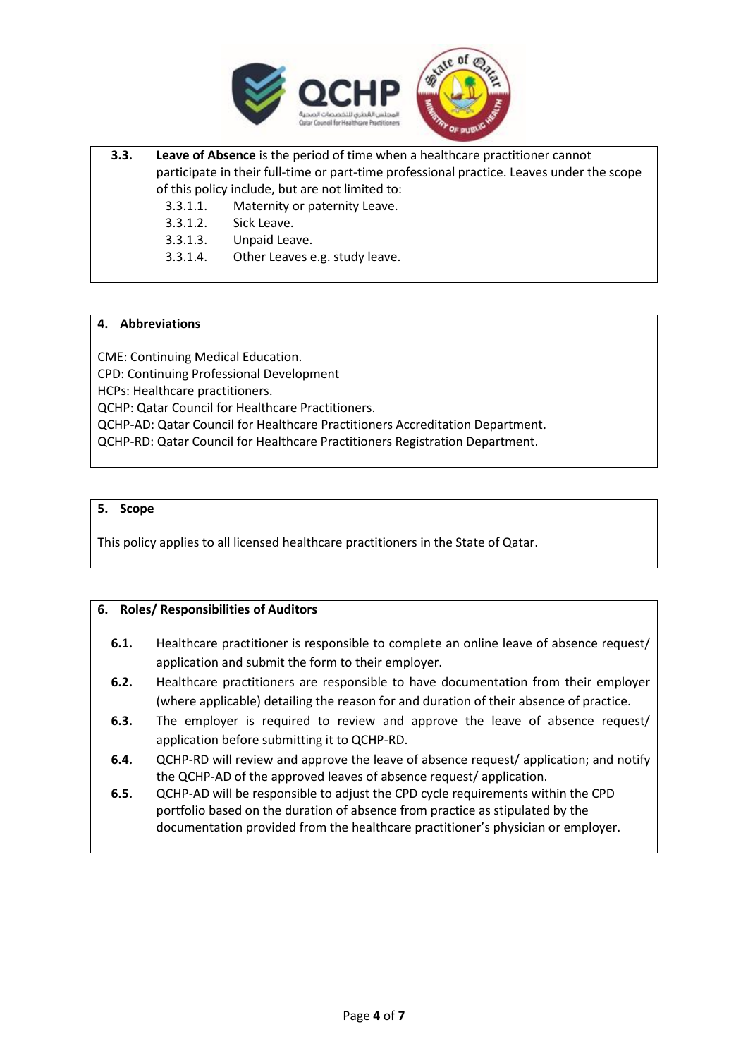**3.3. Leave of Absence** is the period of time when a healthcare practitioner cannot participate in their full-time or part-time professional practice. Leaves under the scope of this policy include, but are not limited to:

- 3.3.1.1. Maternity or paternity Leave.
- 3.3.1.2. Sick Leave.
- 3.3.1.3. Unpaid Leave.
- 3.3.1.4. Other Leaves e.g. study leave.

## 4. Abbreviations

CME: Continuing Medical Education.
CPD: Continuing Professional Development
HCPs: Healthcare practitioners.
QCHP: Qatar Council for Healthcare Practitioners.
QCHP-AD: Qatar Council for Healthcare Practitioners Accreditation Department.
QCHP-RD: Qatar Council for Healthcare Practitioners Registration Department.

## 5. Scope

This policy applies to all licensed healthcare practitioners in the State of Qatar.

## 6. Roles/ Responsibilities of Auditors

**6.1.** Healthcare practitioner is responsible to complete an online leave of absence request/ application and submit the form to their employer.

**6.2.** Healthcare practitioners are responsible to have documentation from their employer (where applicable) detailing the reason for and duration of their absence of practice.

**6.3.** The employer is required to review and approve the leave of absence request/ application before submitting it to QCHP-RD.

**6.4.** QCHP-RD will review and approve the leave of absence request/ application; and notify the QCHP-AD of the approved leaves of absence request/ application.

**6.5.** QCHP-AD will be responsible to adjust the CPD cycle requirements within the CPD portfolio based on the duration of absence from practice as stipulated by the documentation provided from the healthcare practitioner's physician or employer.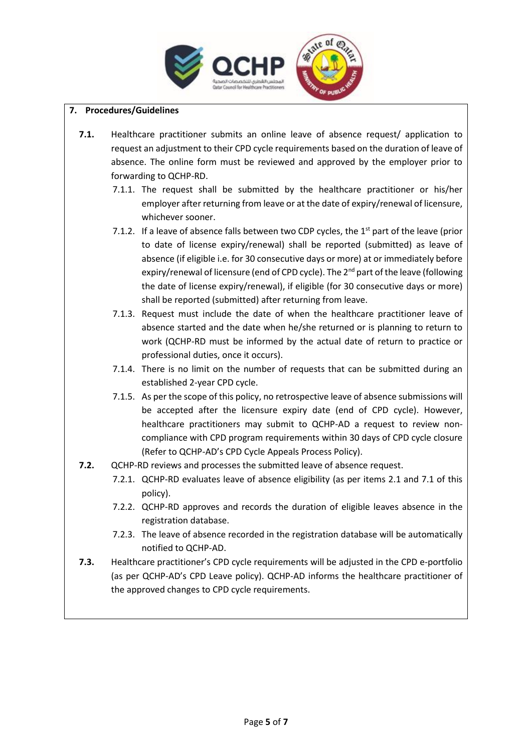## 7. Procedures/Guidelines

**7.1.** Healthcare practitioner submits an online leave of absence request/ application to request an adjustment to their CPD cycle requirements based on the duration of leave of absence. The online form must be reviewed and approved by the employer prior to forwarding to QCHP-RD.

- 7.1.1. The request shall be submitted by the healthcare practitioner or his/her employer after returning from leave or at the date of expiry/renewal of licensure, whichever sooner.
- 7.1.2. If a leave of absence falls between two CDP cycles, the 1st part of the leave (prior to date of license expiry/renewal) shall be reported (submitted) as leave of absence (if eligible i.e. for 30 consecutive days or more) at or immediately before expiry/renewal of licensure (end of CPD cycle). The 2nd part of the leave (following the date of license expiry/renewal), if eligible (for 30 consecutive days or more) shall be reported (submitted) after returning from leave.
- 7.1.3. Request must include the date of when the healthcare practitioner leave of absence started and the date when he/she returned or is planning to return to work (QCHP-RD must be informed by the actual date of return to practice or professional duties, once it occurs).
- 7.1.4. There is no limit on the number of requests that can be submitted during an established 2-year CPD cycle.
- 7.1.5. As per the scope of this policy, no retrospective leave of absence submissions will be accepted after the licensure expiry date (end of CPD cycle). However, healthcare practitioners may submit to QCHP-AD a request to review non-compliance with CPD program requirements within 30 days of CPD cycle closure (Refer to QCHP-AD's CPD Cycle Appeals Process Policy).

**7.2.** QCHP-RD reviews and processes the submitted leave of absence request.

- 7.2.1. QCHP-RD evaluates leave of absence eligibility (as per items 2.1 and 7.1 of this policy).
- 7.2.2. QCHP-RD approves and records the duration of eligible leaves absence in the registration database.
- 7.2.3. The leave of absence recorded in the registration database will be automatically notified to QCHP-AD.

**7.3.** Healthcare practitioner's CPD cycle requirements will be adjusted in the CPD e-portfolio (as per QCHP-AD's CPD Leave policy). QCHP-AD informs the healthcare practitioner of the approved changes to CPD cycle requirements.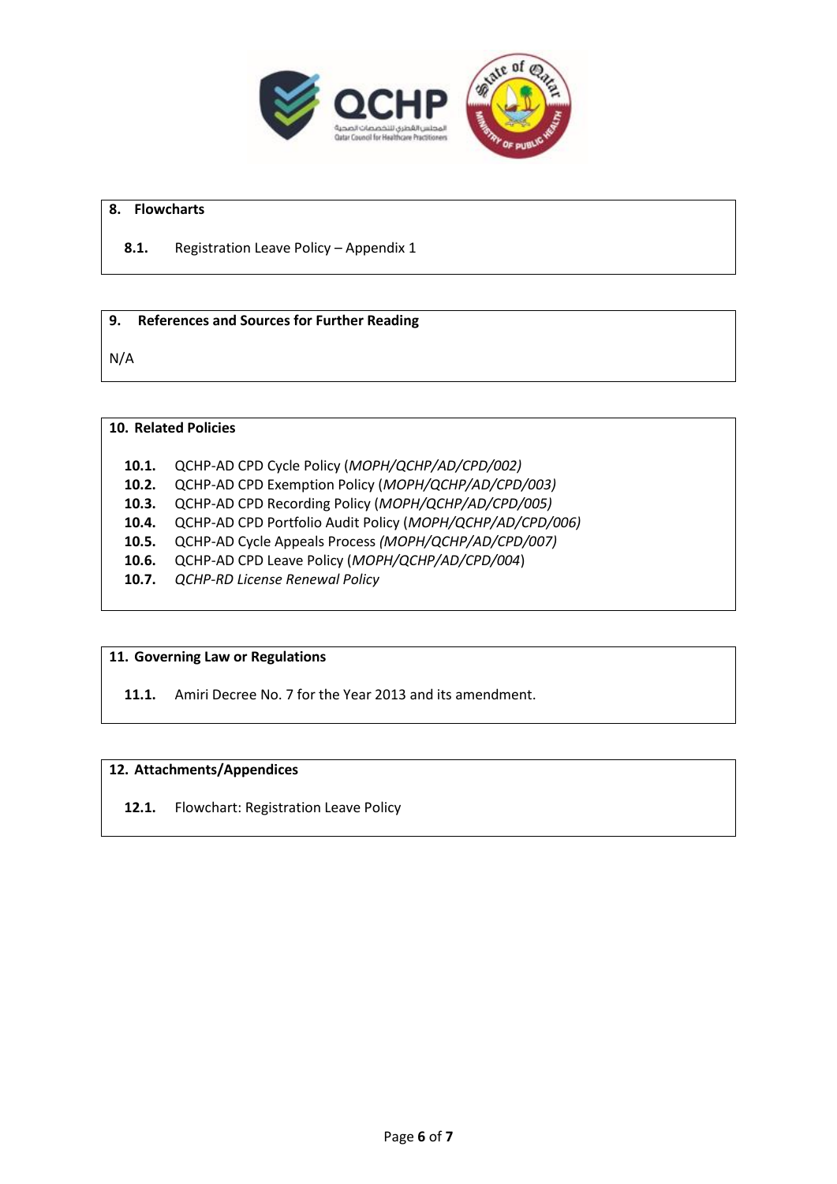## 8. Flowcharts

**8.1.** Registration Leave Policy – Appendix 1

## 9. References and Sources for Further Reading

N/A

## 10. Related Policies

**10.1.** QCHP-AD CPD Cycle Policy (*MOPH/QCHP/AD/CPD/002)*

**10.2.** QCHP-AD CPD Exemption Policy (*MOPH/QCHP/AD/CPD/003)*

**10.3.** QCHP-AD CPD Recording Policy (*MOPH/QCHP/AD/CPD/005)*

**10.4.** QCHP-AD CPD Portfolio Audit Policy (*MOPH/QCHP/AD/CPD/006)*

**10.5.** QCHP-AD Cycle Appeals Process *(MOPH/QCHP/AD/CPD/007)*

**10.6.** QCHP-AD CPD Leave Policy (*MOPH/QCHP/AD/CPD/004*)

**10.7.** *QCHP-RD License Renewal Policy*

## 11. Governing Law or Regulations

**11.1.** Amiri Decree No. 7 for the Year 2013 and its amendment.

## 12. Attachments/Appendices

**12.1.** Flowchart: Registration Leave Policy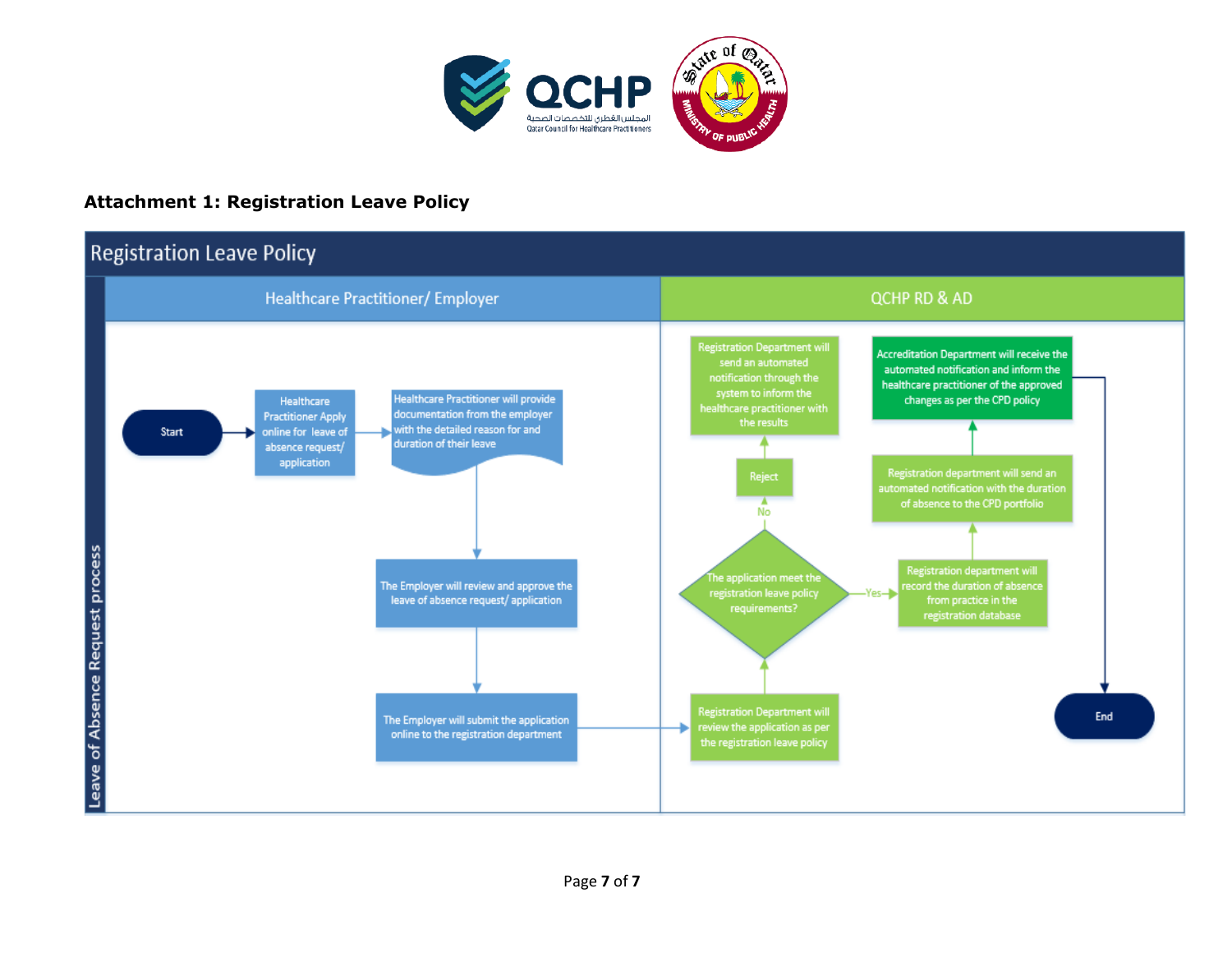### Attachment 1: Registration Leave Policy

Registration Leave Policy

Leave of Absence Request process

Healthcare Practitioner/ Employer

QCHP RD & AD

Start

Healthcare Practitioner Apply online for leave of absence request/ application

Healthcare Practitioner will provide documentation from the employer with the detailed reason for and duration of their leave

The Employer will review and approve the leave of absence request/ application

The Employer will submit the application online to the registration department

Registration Department will review the application as per the registration leave policy

The application meet the registration leave policy requirements?

No

Reject

Registration Department will send an automated notification through the system to inform the healthcare practitioner with the results

Yes

Registration department will record the duration of absence from practice in the registration database

Registration department will send an automated notification with the duration of absence to the CPD portfolio

Accreditation Department will receive the automated notification and inform the healthcare practitioner of the approved changes as per the CPD policy

End